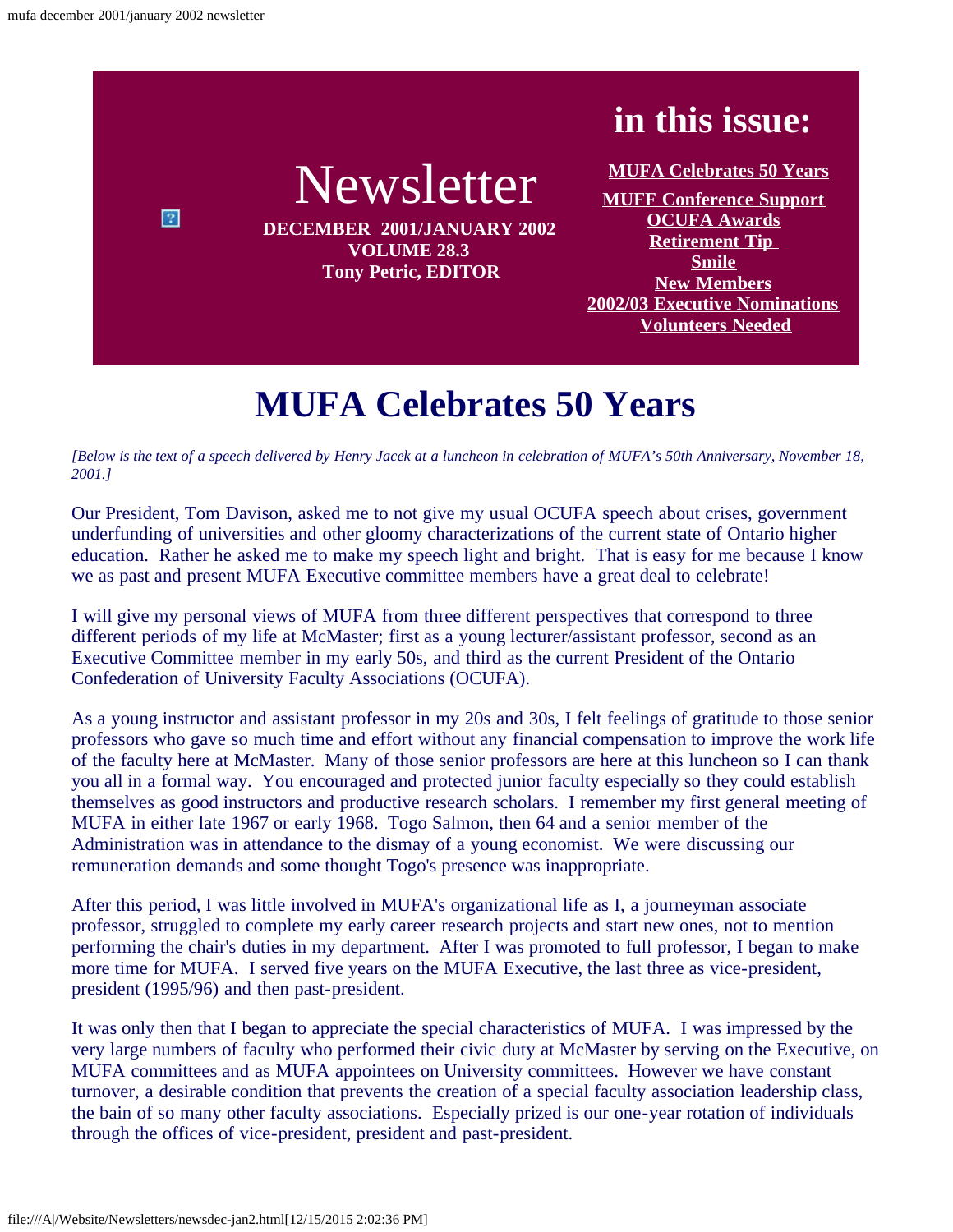# Newsletter

**DECEMBER 2001/JANUARY 2002**
**VOLUME 28.3**
**Tony Petric, EDITOR**

## in this issue:

- MUFA Celebrates 50 Years
- MUFF Conference Support
- OCUFA Awards
- Retirement Tip
- Smile
- New Members
- 2002/03 Executive Nominations
- Volunteers Needed

# MUFA Celebrates 50 Years

*[Below is the text of a speech delivered by Henry Jacek at a luncheon in celebration of MUFA's 50th Anniversary, November 18, 2001.]*

Our President, Tom Davison, asked me to not give my usual OCUFA speech about crises, government underfunding of universities and other gloomy characterizations of the current state of Ontario higher education. Rather he asked me to make my speech light and bright. That is easy for me because I know we as past and present MUFA Executive committee members have a great deal to celebrate!

I will give my personal views of MUFA from three different perspectives that correspond to three different periods of my life at McMaster; first as a young lecturer/assistant professor, second as an Executive Committee member in my early 50s, and third as the current President of the Ontario Confederation of University Faculty Associations (OCUFA).

As a young instructor and assistant professor in my 20s and 30s, I felt feelings of gratitude to those senior professors who gave so much time and effort without any financial compensation to improve the work life of the faculty here at McMaster. Many of those senior professors are here at this luncheon so I can thank you all in a formal way. You encouraged and protected junior faculty especially so they could establish themselves as good instructors and productive research scholars. I remember my first general meeting of MUFA in either late 1967 or early 1968. Togo Salmon, then 64 and a senior member of the Administration was in attendance to the dismay of a young economist. We were discussing our remuneration demands and some thought Togo's presence was inappropriate.

After this period, I was little involved in MUFA's organizational life as I, a journeyman associate professor, struggled to complete my early career research projects and start new ones, not to mention performing the chair's duties in my department. After I was promoted to full professor, I began to make more time for MUFA. I served five years on the MUFA Executive, the last three as vice-president, president (1995/96) and then past-president.

It was only then that I began to appreciate the special characteristics of MUFA. I was impressed by the very large numbers of faculty who performed their civic duty at McMaster by serving on the Executive, on MUFA committees and as MUFA appointees on University committees. However we have constant turnover, a desirable condition that prevents the creation of a special faculty association leadership class, the bain of so many other faculty associations. Especially prized is our one-year rotation of individuals through the offices of vice-president, president and past-president.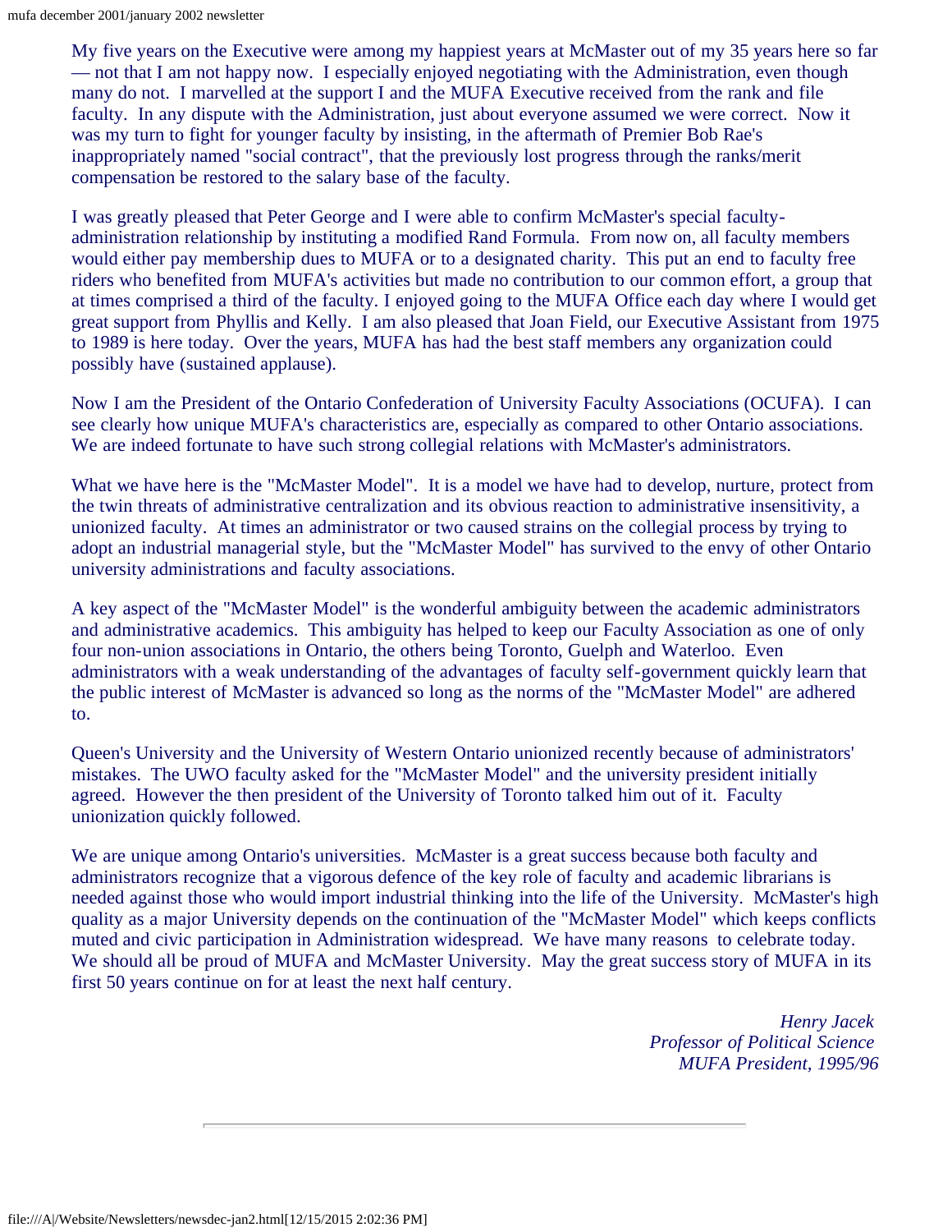My five years on the Executive were among my happiest years at McMaster out of my 35 years here so far — not that I am not happy now. I especially enjoyed negotiating with the Administration, even though many do not. I marvelled at the support I and the MUFA Executive received from the rank and file faculty. In any dispute with the Administration, just about everyone assumed we were correct. Now it was my turn to fight for younger faculty by insisting, in the aftermath of Premier Bob Rae's inappropriately named "social contract", that the previously lost progress through the ranks/merit compensation be restored to the salary base of the faculty.

I was greatly pleased that Peter George and I were able to confirm McMaster's special faculty-administration relationship by instituting a modified Rand Formula. From now on, all faculty members would either pay membership dues to MUFA or to a designated charity. This put an end to faculty free riders who benefited from MUFA's activities but made no contribution to our common effort, a group that at times comprised a third of the faculty. I enjoyed going to the MUFA Office each day where I would get great support from Phyllis and Kelly. I am also pleased that Joan Field, our Executive Assistant from 1975 to 1989 is here today. Over the years, MUFA has had the best staff members any organization could possibly have (sustained applause).

Now I am the President of the Ontario Confederation of University Faculty Associations (OCUFA). I can see clearly how unique MUFA's characteristics are, especially as compared to other Ontario associations. We are indeed fortunate to have such strong collegial relations with McMaster's administrators.

What we have here is the "McMaster Model". It is a model we have had to develop, nurture, protect from the twin threats of administrative centralization and its obvious reaction to administrative insensitivity, a unionized faculty. At times an administrator or two caused strains on the collegial process by trying to adopt an industrial managerial style, but the "McMaster Model" has survived to the envy of other Ontario university administrations and faculty associations.

A key aspect of the "McMaster Model" is the wonderful ambiguity between the academic administrators and administrative academics. This ambiguity has helped to keep our Faculty Association as one of only four non-union associations in Ontario, the others being Toronto, Guelph and Waterloo. Even administrators with a weak understanding of the advantages of faculty self-government quickly learn that the public interest of McMaster is advanced so long as the norms of the "McMaster Model" are adhered to.

Queen's University and the University of Western Ontario unionized recently because of administrators' mistakes. The UWO faculty asked for the "McMaster Model" and the university president initially agreed. However the then president of the University of Toronto talked him out of it. Faculty unionization quickly followed.

We are unique among Ontario's universities. McMaster is a great success because both faculty and administrators recognize that a vigorous defence of the key role of faculty and academic librarians is needed against those who would import industrial thinking into the life of the University. McMaster's high quality as a major University depends on the continuation of the "McMaster Model" which keeps conflicts muted and civic participation in Administration widespread. We have many reasons to celebrate today. We should all be proud of MUFA and McMaster University. May the great success story of MUFA in its first 50 years continue on for at least the next half century.

*Henry Jacek*
*Professor of Political Science*
*MUFA President, 1995/96*

---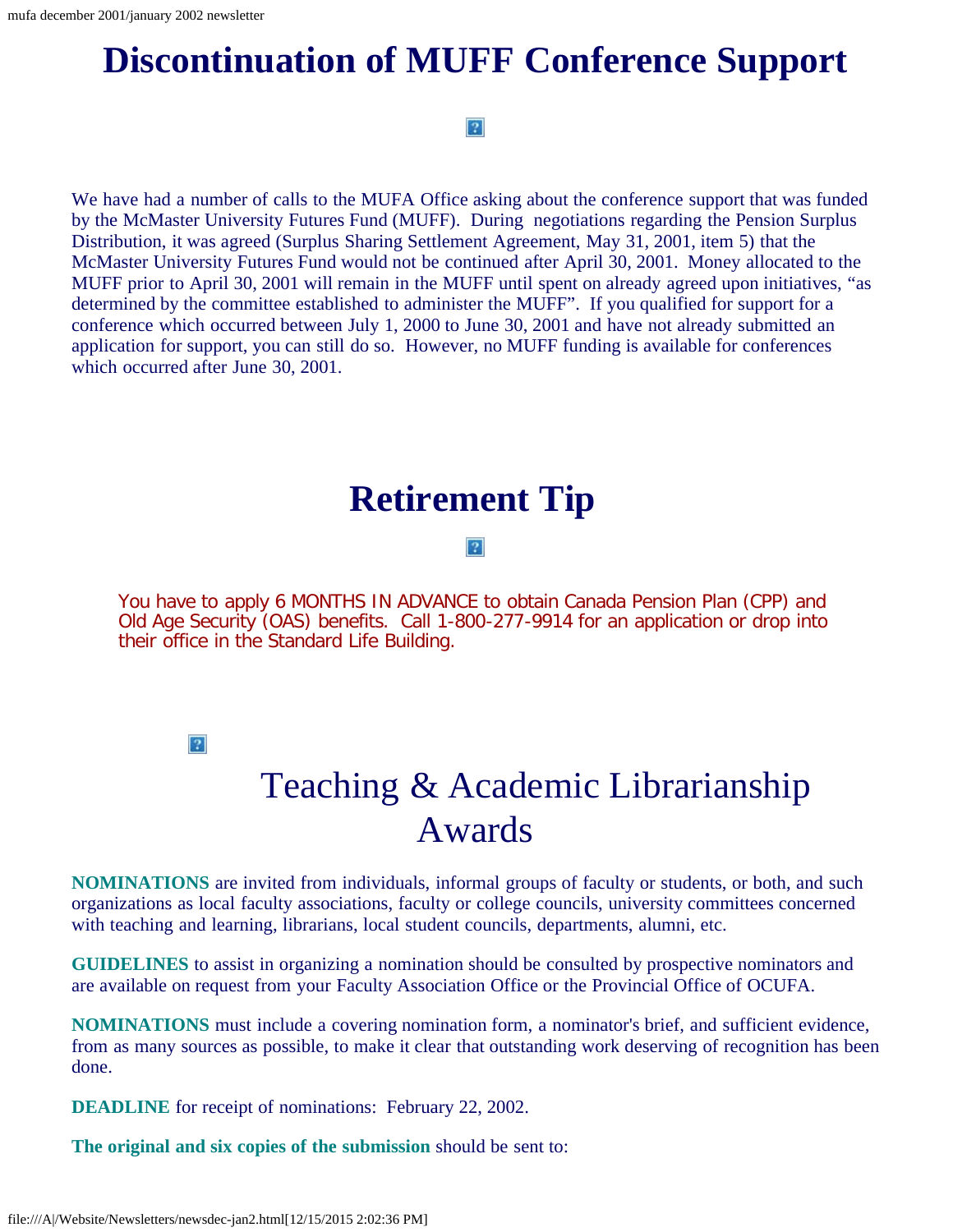# Discontinuation of MUFF Conference Support

We have had a number of calls to the MUFA Office asking about the conference support that was funded by the McMaster University Futures Fund (MUFF). During negotiations regarding the Pension Surplus Distribution, it was agreed (Surplus Sharing Settlement Agreement, May 31, 2001, item 5) that the McMaster University Futures Fund would not be continued after April 30, 2001. Money allocated to the MUFF prior to April 30, 2001 will remain in the MUFF until spent on already agreed upon initiatives, "as determined by the committee established to administer the MUFF". If you qualified for support for a conference which occurred between July 1, 2000 to June 30, 2001 and have not already submitted an application for support, you can still do so. However, no MUFF funding is available for conferences which occurred after June 30, 2001.

# Retirement Tip

You have to apply 6 MONTHS IN ADVANCE to obtain Canada Pension Plan (CPP) and Old Age Security (OAS) benefits. Call 1-800-277-9914 for an application or drop into their office in the Standard Life Building.

# Teaching & Academic Librarianship Awards

**NOMINATIONS** are invited from individuals, informal groups of faculty or students, or both, and such organizations as local faculty associations, faculty or college councils, university committees concerned with teaching and learning, librarians, local student councils, departments, alumni, etc.

**GUIDELINES** to assist in organizing a nomination should be consulted by prospective nominators and are available on request from your Faculty Association Office or the Provincial Office of OCUFA.

**NOMINATIONS** must include a covering nomination form, a nominator's brief, and sufficient evidence, from as many sources as possible, to make it clear that outstanding work deserving of recognition has been done.

**DEADLINE** for receipt of nominations: February 22, 2002.

**The original and six copies of the submission** should be sent to: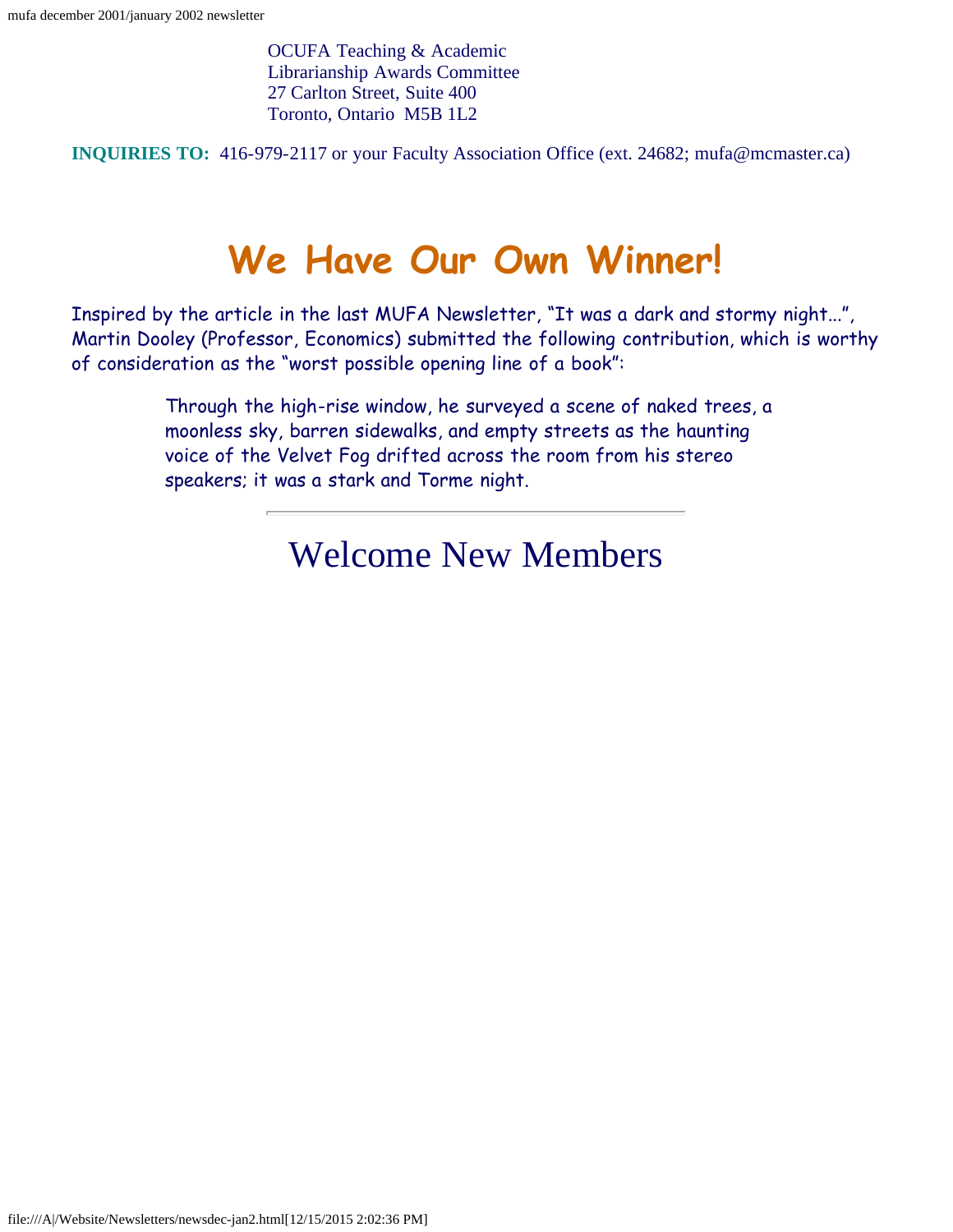OCUFA Teaching & Academic
Librarianship Awards Committee
27 Carlton Street, Suite 400
Toronto, Ontario  M5B 1L2

**INQUIRIES TO:** 416-979-2117 or your Faculty Association Office (ext. 24682; mufa@mcmaster.ca)

# We Have Our Own Winner!

Inspired by the article in the last MUFA Newsletter, "It was a dark and stormy night...", Martin Dooley (Professor, Economics) submitted the following contribution, which is worthy of consideration as the "worst possible opening line of a book":

> Through the high-rise window, he surveyed a scene of naked trees, a moonless sky, barren sidewalks, and empty streets as the haunting voice of the Velvet Fog drifted across the room from his stereo speakers; it was a stark and Torme night.

---

# Welcome New Members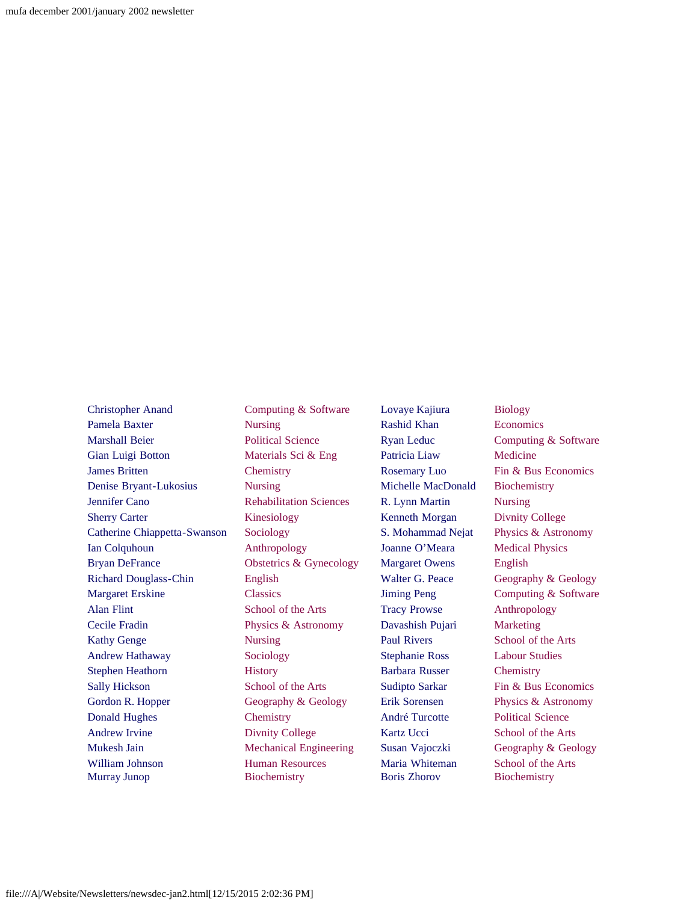| | | | |
|---|---|---|---|
| Christopher Anand | Computing & Software | Lovaye Kajiura | Biology |
| Pamela Baxter | Nursing | Rashid Khan | Economics |
| Marshall Beier | Political Science | Ryan Leduc | Computing & Software |
| Gian Luigi Botton | Materials Sci & Eng | Patricia Liaw | Medicine |
| James Britten | Chemistry | Rosemary Luo | Fin & Bus Economics |
| Denise Bryant-Lukosius | Nursing | Michelle MacDonald | Biochemistry |
| Jennifer Cano | Rehabilitation Sciences | R. Lynn Martin | Nursing |
| Sherry Carter | Kinesiology | Kenneth Morgan | Divnity College |
| Catherine Chiappetta-Swanson | Sociology | S. Mohammad Nejat | Physics & Astronomy |
| Ian Colquhoun | Anthropology | Joanne O'Meara | Medical Physics |
| Bryan DeFrance | Obstetrics & Gynecology | Margaret Owens | English |
| Richard Douglass-Chin | English | Walter G. Peace | Geography & Geology |
| Margaret Erskine | Classics | Jiming Peng | Computing & Software |
| Alan Flint | School of the Arts | Tracy Prowse | Anthropology |
| Cecile Fradin | Physics & Astronomy | Davashish Pujari | Marketing |
| Kathy Genge | Nursing | Paul Rivers | School of the Arts |
| Andrew Hathaway | Sociology | Stephanie Ross | Labour Studies |
| Stephen Heathorn | History | Barbara Russer | Chemistry |
| Sally Hickson | School of the Arts | Sudipto Sarkar | Fin & Bus Economics |
| Gordon R. Hopper | Geography & Geology | Erik Sorensen | Physics & Astronomy |
| Donald Hughes | Chemistry | André Turcotte | Political Science |
| Andrew Irvine | Divnity College | Kartz Ucci | School of the Arts |
| Mukesh Jain | Mechanical Engineering | Susan Vajoczki | Geography & Geology |
| William Johnson | Human Resources | Maria Whiteman | School of the Arts |
| Murray Junop | Biochemistry | Boris Zhorov | Biochemistry |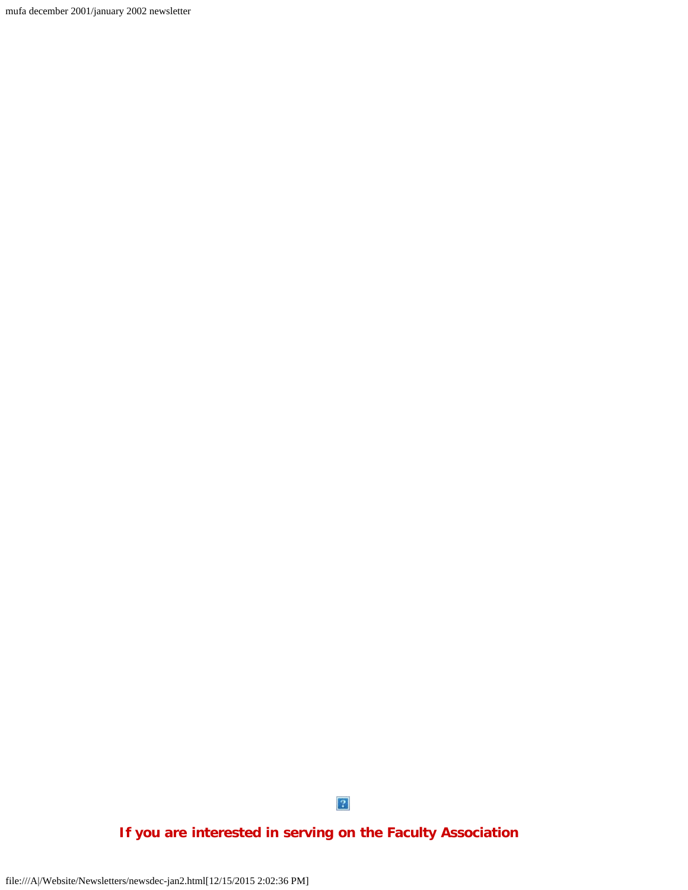**If you are interested in serving on the Faculty Association**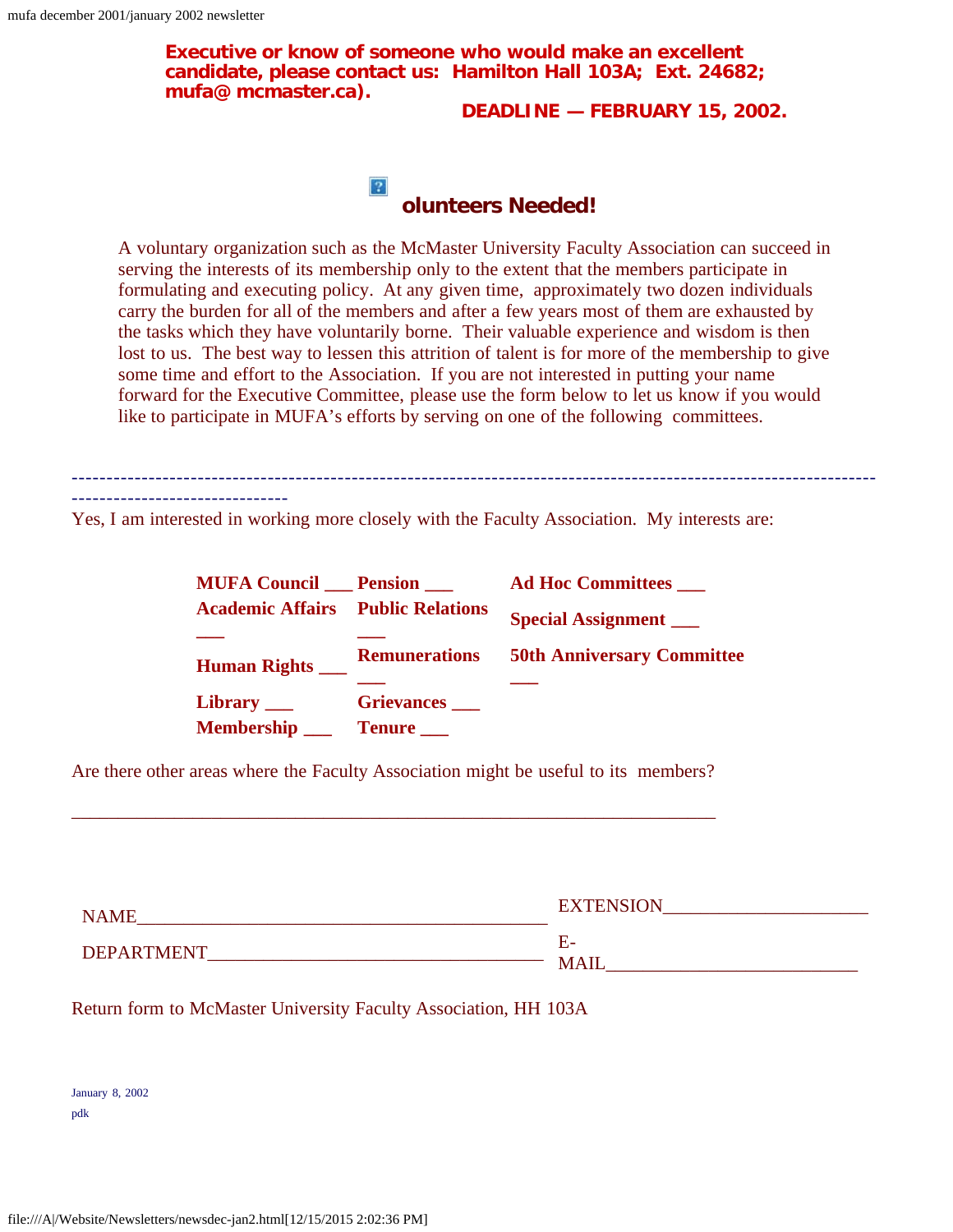**Executive or know of someone who would make an excellent candidate, please contact us: Hamilton Hall 103A; Ext. 24682; mufa@ mcmaster.ca).**

**DEADLINE — FEBRUARY 15, 2002.**

## olunteers Needed!

A voluntary organization such as the McMaster University Faculty Association can succeed in serving the interests of its membership only to the extent that the members participate in formulating and executing policy. At any given time, approximately two dozen individuals carry the burden for all of the members and after a few years most of them are exhausted by the tasks which they have voluntarily borne. Their valuable experience and wisdom is then lost to us. The best way to lessen this attrition of talent is for more of the membership to give some time and effort to the Association. If you are not interested in putting your name forward for the Executive Committee, please use the form below to let us know if you would like to participate in MUFA's efforts by serving on one of the following committees.

---

Yes, I am interested in working more closely with the Faculty Association. My interests are:

| | | |
|---|---|---|
| **MUFA Council ___** | **Pension ___** | **Ad Hoc Committees ___** |
| **Academic Affairs ___** | **Public Relations ___** | **Special Assignment ___** |
| **Human Rights ___** | **Remunerations ___** | **50th Anniversary Committee ___** |
| **Library ___** | **Grievances ___** | |
| **Membership ___** | **Tenure ___** | |

Are there other areas where the Faculty Association might be useful to its members?

____________________________________________________________________

NAME____________________________________________ EXTENSION_____________________

DEPARTMENT___________________________________ E-MAIL__________________________

Return form to McMaster University Faculty Association, HH 103A

January 8, 2002

pdk